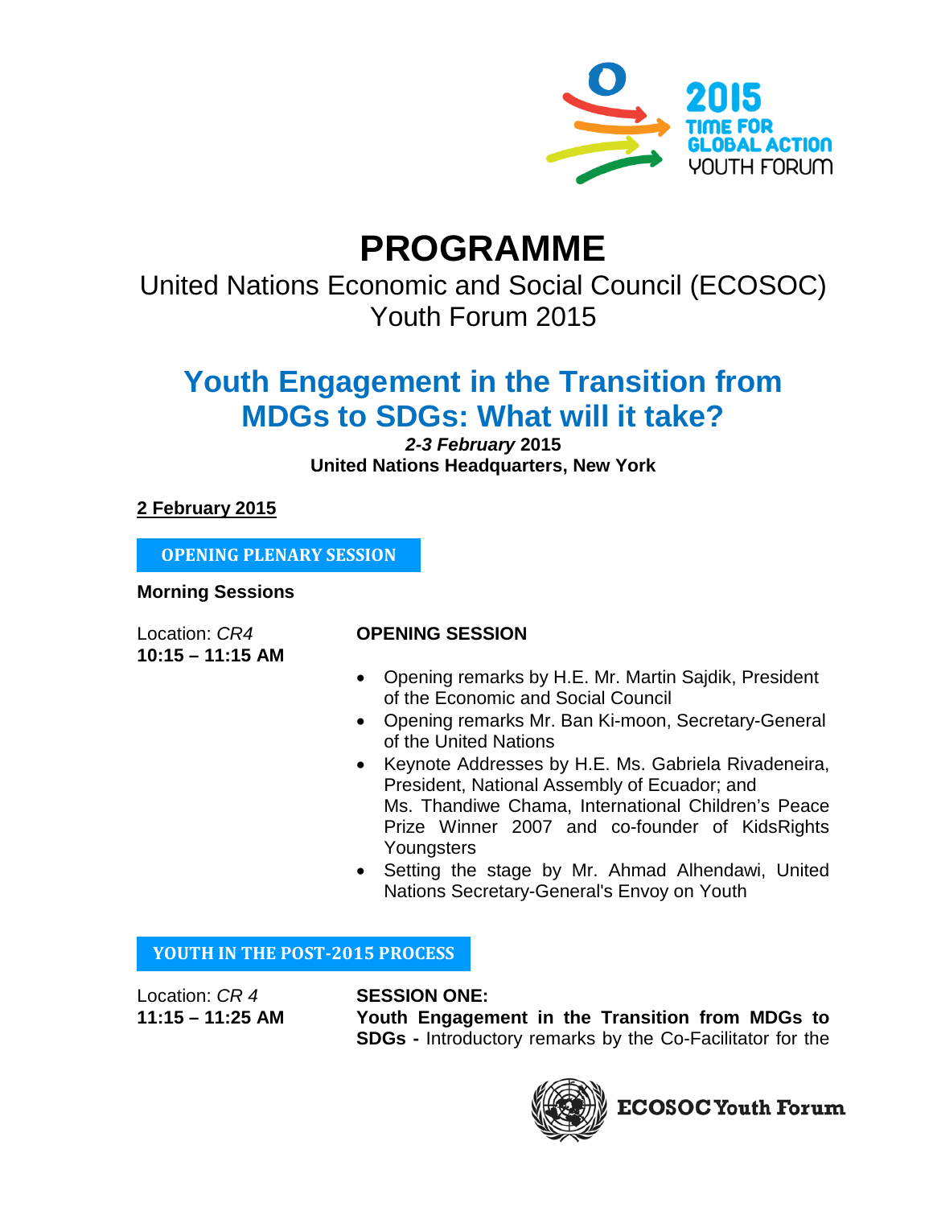2015 TIME FOR GLOBAL ACTION YOUTH FORUM

# PROGRAMME

United Nations Economic and Social Council (ECOSOC)
Youth Forum 2015

## Youth Engagement in the Transition from MDGs to SDGs: What will it take?

***2-3 February* 2015**
**United Nations Headquarters, New York**

**2 February 2015**

### OPENING PLENARY SESSION

**Morning Sessions**

Location: *CR4*
**10:15 – 11:15 AM**

**OPENING SESSION**

- Opening remarks by H.E. Mr. Martin Sajdik, President of the Economic and Social Council
- Opening remarks Mr. Ban Ki-moon, Secretary-General of the United Nations
- Keynote Addresses by H.E. Ms. Gabriela Rivadeneira, President, National Assembly of Ecuador; and Ms. Thandiwe Chama, International Children's Peace Prize Winner 2007 and co-founder of KidsRights Youngsters
- Setting the stage by Mr. Ahmad Alhendawi, United Nations Secretary-General's Envoy on Youth

### YOUTH IN THE POST-2015 PROCESS

Location: *CR 4*
**11:15 – 11:25 AM**

**SESSION ONE:**
**Youth Engagement in the Transition from MDGs to SDGs -** Introductory remarks by the Co-Facilitator for the

ECOSOC Youth Forum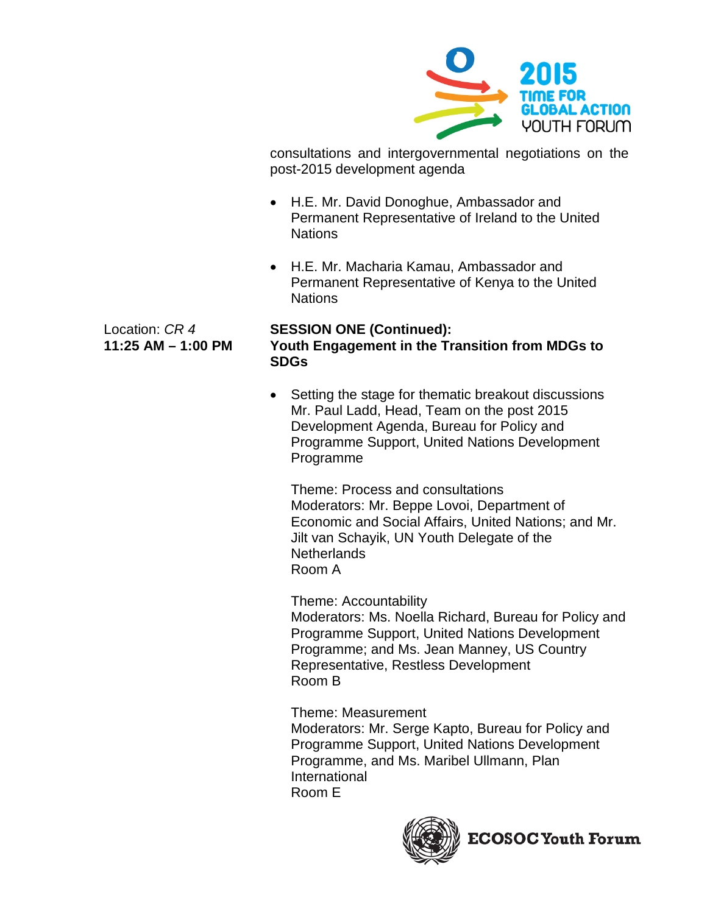consultations and intergovernmental negotiations on the post-2015 development agenda

- H.E. Mr. David Donoghue, Ambassador and Permanent Representative of Ireland to the United Nations
- H.E. Mr. Macharia Kamau, Ambassador and Permanent Representative of Kenya to the United Nations

Location: *CR 4*
**11:25 AM – 1:00 PM**

**SESSION ONE (Continued): Youth Engagement in the Transition from MDGs to SDGs**

- Setting the stage for thematic breakout discussions
  Mr. Paul Ladd, Head, Team on the post 2015 Development Agenda, Bureau for Policy and Programme Support, United Nations Development Programme

  Theme: Process and consultations
  Moderators: Mr. Beppe Lovoi, Department of Economic and Social Affairs, United Nations; and Mr. Jilt van Schayik, UN Youth Delegate of the Netherlands
  Room A

  Theme: Accountability
  Moderators: Ms. Noella Richard, Bureau for Policy and Programme Support, United Nations Development Programme; and Ms. Jean Manney, US Country Representative, Restless Development
  Room B

  Theme: Measurement
  Moderators: Mr. Serge Kapto, Bureau for Policy and Programme Support, United Nations Development Programme, and Ms. Maribel Ullmann, Plan International
  Room E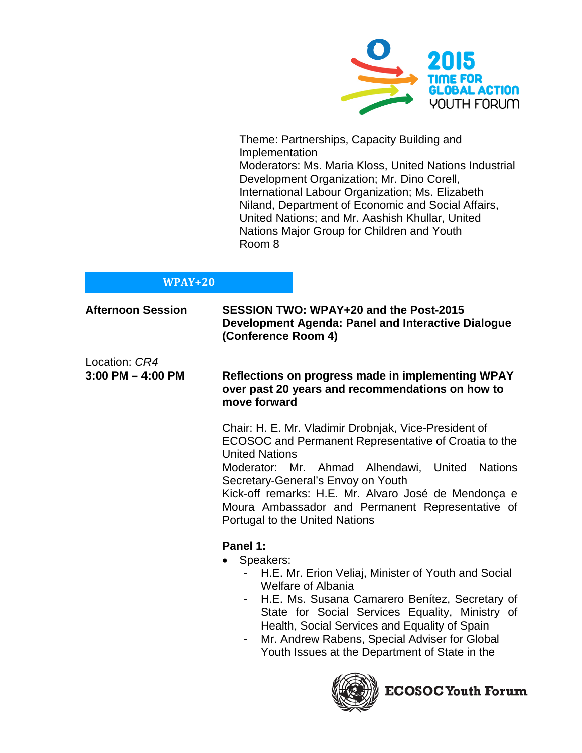Theme: Partnerships, Capacity Building and Implementation
Moderators: Ms. Maria Kloss, United Nations Industrial Development Organization; Mr. Dino Corell, International Labour Organization; Ms. Elizabeth Niland, Department of Economic and Social Affairs, United Nations; and Mr. Aashish Khullar, United Nations Major Group for Children and Youth
Room 8

## WPAY+20

**Afternoon Session**

**SESSION TWO: WPAY+20 and the Post-2015 Development Agenda: Panel and Interactive Dialogue (Conference Room 4)**

Location: *CR4*
**3:00 PM – 4:00 PM**

**Reflections on progress made in implementing WPAY over past 20 years and recommendations on how to move forward**

Chair: H. E. Mr. Vladimir Drobnjak, Vice-President of ECOSOC and Permanent Representative of Croatia to the United Nations
Moderator: Mr. Ahmad Alhendawi, United Nations Secretary-General's Envoy on Youth
Kick-off remarks: H.E. Mr. Alvaro José de Mendonça e Moura Ambassador and Permanent Representative of Portugal to the United Nations

**Panel 1:**

- Speakers:
  - H.E. Mr. Erion Veliaj, Minister of Youth and Social Welfare of Albania
  - H.E. Ms. Susana Camarero Benítez, Secretary of State for Social Services Equality, Ministry of Health, Social Services and Equality of Spain
  - Mr. Andrew Rabens, Special Adviser for Global Youth Issues at the Department of State in the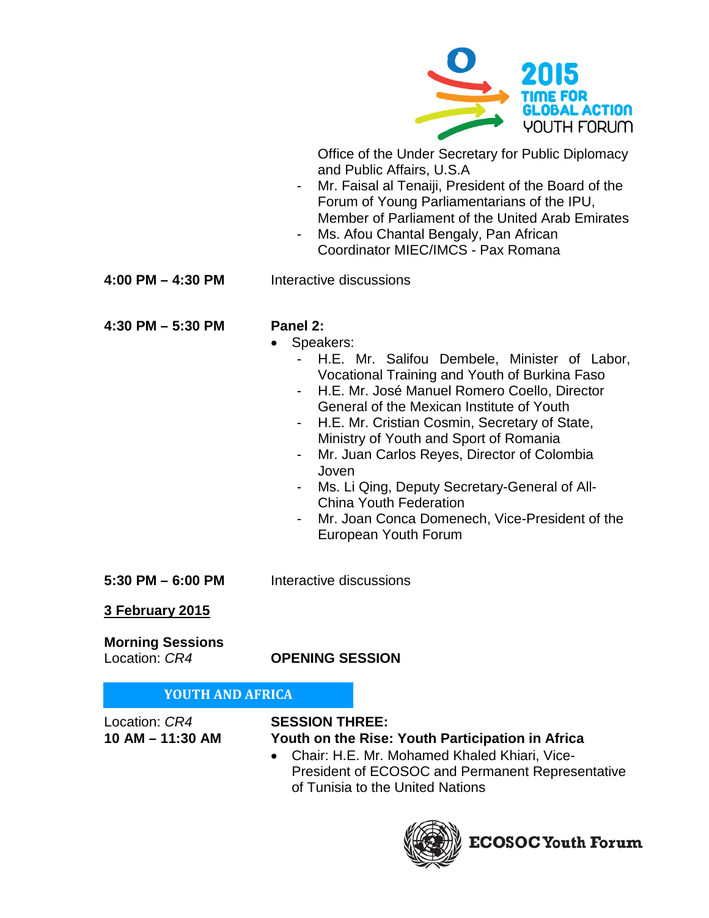Office of the Under Secretary for Public Diplomacy and Public Affairs, U.S.A

- Mr. Faisal al Tenaiji, President of the Board of the Forum of Young Parliamentarians of the IPU, Member of Parliament of the United Arab Emirates
- Ms. Afou Chantal Bengaly, Pan African Coordinator MIEC/IMCS - Pax Romana

**4:00 PM – 4:30 PM** Interactive discussions

**4:30 PM – 5:30 PM** **Panel 2:**

- Speakers:
  - H.E. Mr. Salifou Dembele, Minister of Labor, Vocational Training and Youth of Burkina Faso
  - H.E. Mr. José Manuel Romero Coello, Director General of the Mexican Institute of Youth
  - H.E. Mr. Cristian Cosmin, Secretary of State, Ministry of Youth and Sport of Romania
  - Mr. Juan Carlos Reyes, Director of Colombia Joven
  - Ms. Li Qing, Deputy Secretary-General of All-China Youth Federation
  - Mr. Joan Conca Domenech, Vice-President of the European Youth Forum

**5:30 PM – 6:00 PM** Interactive discussions

**<u>3 February 2015</u>**

**Morning Sessions**
Location: *CR4* **OPENING SESSION**

## YOUTH AND AFRICA

Location: *CR4*
**10 AM – 11:30 AM**

**SESSION THREE:**
**Youth on the Rise: Youth Participation in Africa**

- Chair: H.E. Mr. Mohamed Khaled Khiari, Vice-President of ECOSOC and Permanent Representative of Tunisia to the United Nations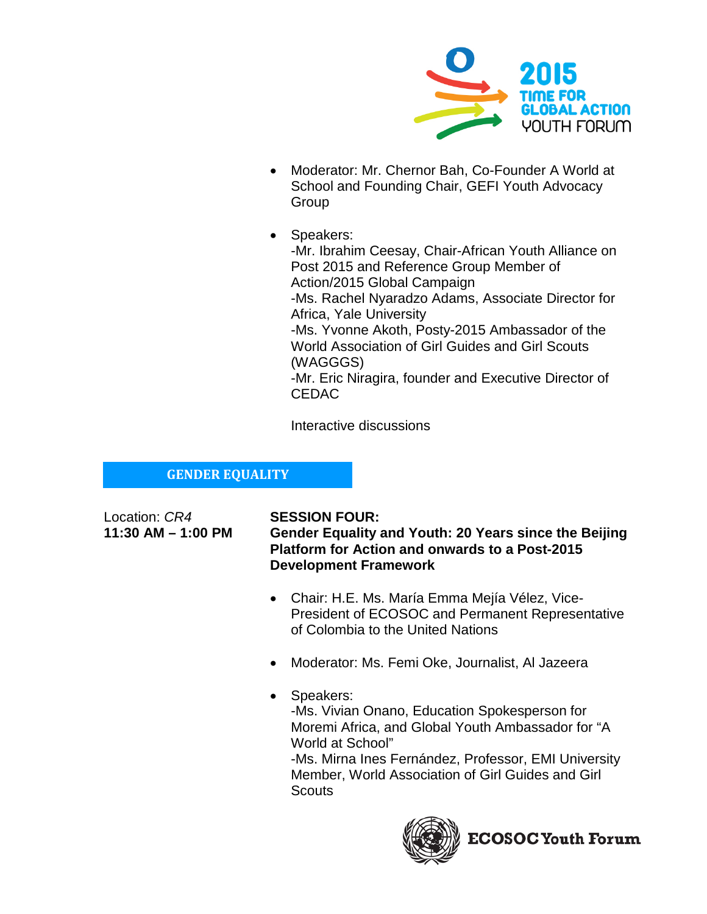- Moderator: Mr. Chernor Bah, Co-Founder A World at School and Founding Chair, GEFI Youth Advocacy Group

- Speakers:
  -Mr. Ibrahim Ceesay, Chair-African Youth Alliance on Post 2015 and Reference Group Member of Action/2015 Global Campaign
  -Ms. Rachel Nyaradzo Adams, Associate Director for Africa, Yale University
  -Ms. Yvonne Akoth, Posty-2015 Ambassador of the World Association of Girl Guides and Girl Scouts (WAGGGS)
  -Mr. Eric Niragira, founder and Executive Director of CEDAC

  Interactive discussions

## GENDER EQUALITY

Location: *CR4*
**11:30 AM – 1:00 PM**

**SESSION FOUR:**
**Gender Equality and Youth: 20 Years since the Beijing Platform for Action and onwards to a Post-2015 Development Framework**

- Chair: H.E. Ms. María Emma Mejía Vélez, Vice-President of ECOSOC and Permanent Representative of Colombia to the United Nations

- Moderator: Ms. Femi Oke, Journalist, Al Jazeera

- Speakers:
  -Ms. Vivian Onano, Education Spokesperson for Moremi Africa, and Global Youth Ambassador for "A World at School"
  -Ms. Mirna Ines Fernández, Professor, EMI University Member, World Association of Girl Guides and Girl Scouts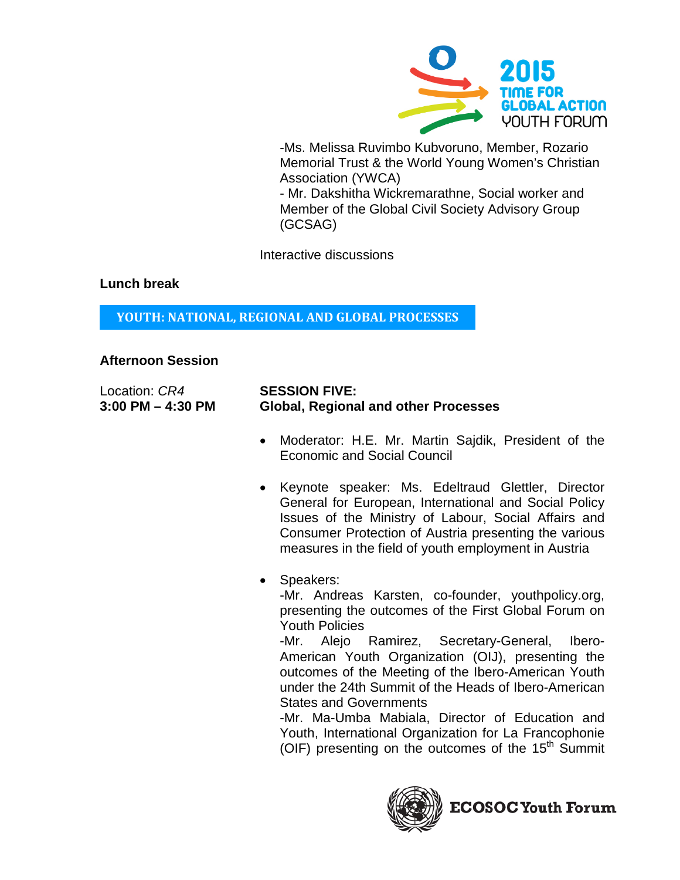-Ms. Melissa Ruvimbo Kubvoruno, Member, Rozario Memorial Trust & the World Young Women's Christian Association (YWCA)
- Mr. Dakshitha Wickremarathne, Social worker and Member of the Global Civil Society Advisory Group (GCSAG)

Interactive discussions

**Lunch break**

## YOUTH: NATIONAL, REGIONAL AND GLOBAL PROCESSES

**Afternoon Session**

Location: *CR4*
**3:00 PM – 4:30 PM**

**SESSION FIVE:**
**Global, Regional and other Processes**

- Moderator: H.E. Mr. Martin Sajdik, President of the Economic and Social Council
- Keynote speaker: Ms. Edeltraud Glettler, Director General for European, International and Social Policy Issues of the Ministry of Labour, Social Affairs and Consumer Protection of Austria presenting the various measures in the field of youth employment in Austria
- Speakers:
  -Mr. Andreas Karsten, co-founder, youthpolicy.org, presenting the outcomes of the First Global Forum on Youth Policies
  -Mr. Alejo Ramirez, Secretary-General, Ibero-American Youth Organization (OIJ), presenting the outcomes of the Meeting of the Ibero-American Youth under the 24th Summit of the Heads of Ibero-American States and Governments
  -Mr. Ma-Umba Mabiala, Director of Education and Youth, International Organization for La Francophonie (OIF) presenting on the outcomes of the 15th Summit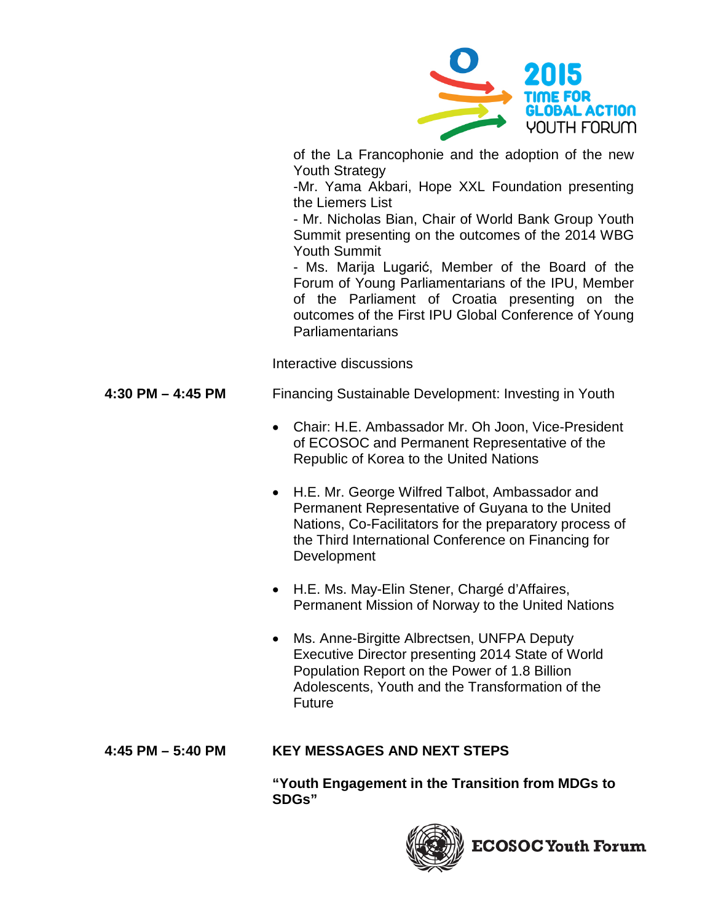of the La Francophonie and the adoption of the new Youth Strategy

-Mr. Yama Akbari, Hope XXL Foundation presenting the Liemers List

- Mr. Nicholas Bian, Chair of World Bank Group Youth Summit presenting on the outcomes of the 2014 WBG Youth Summit

- Ms. Marija Lugarić, Member of the Board of the Forum of Young Parliamentarians of the IPU, Member of the Parliament of Croatia presenting on the outcomes of the First IPU Global Conference of Young Parliamentarians

Interactive discussions

**4:30 PM – 4:45 PM** Financing Sustainable Development: Investing in Youth

- Chair: H.E. Ambassador Mr. Oh Joon, Vice-President of ECOSOC and Permanent Representative of the Republic of Korea to the United Nations
- H.E. Mr. George Wilfred Talbot, Ambassador and Permanent Representative of Guyana to the United Nations, Co-Facilitators for the preparatory process of the Third International Conference on Financing for Development
- H.E. Ms. May-Elin Stener, Chargé d'Affaires, Permanent Mission of Norway to the United Nations
- Ms. Anne-Birgitte Albrectsen, UNFPA Deputy Executive Director presenting 2014 State of World Population Report on the Power of 1.8 Billion Adolescents, Youth and the Transformation of the Future

**4:45 PM – 5:40 PM** **KEY MESSAGES AND NEXT STEPS**

**"Youth Engagement in the Transition from MDGs to SDGs"**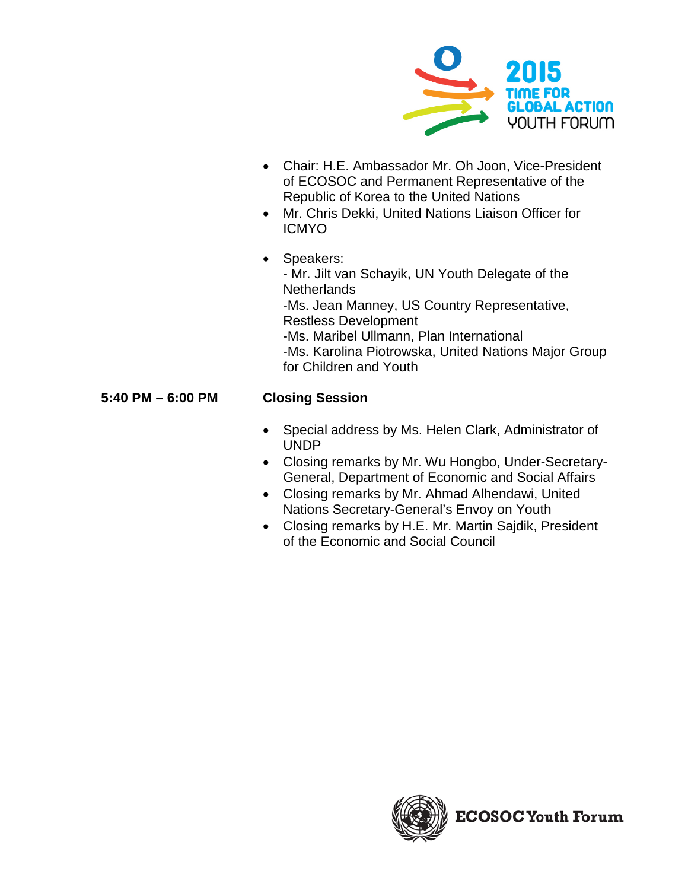- Chair: H.E. Ambassador Mr. Oh Joon, Vice-President of ECOSOC and Permanent Representative of the Republic of Korea to the United Nations
- Mr. Chris Dekki, United Nations Liaison Officer for ICMYO

- Speakers:
  - Mr. Jilt van Schayik, UN Youth Delegate of the Netherlands
  -Ms. Jean Manney, US Country Representative, Restless Development
  -Ms. Maribel Ullmann, Plan International
  -Ms. Karolina Piotrowska, United Nations Major Group for Children and Youth

**5:40 PM – 6:00 PM** **Closing Session**

- Special address by Ms. Helen Clark, Administrator of UNDP
- Closing remarks by Mr. Wu Hongbo, Under-Secretary-General, Department of Economic and Social Affairs
- Closing remarks by Mr. Ahmad Alhendawi, United Nations Secretary-General's Envoy on Youth
- Closing remarks by H.E. Mr. Martin Sajdik, President of the Economic and Social Council